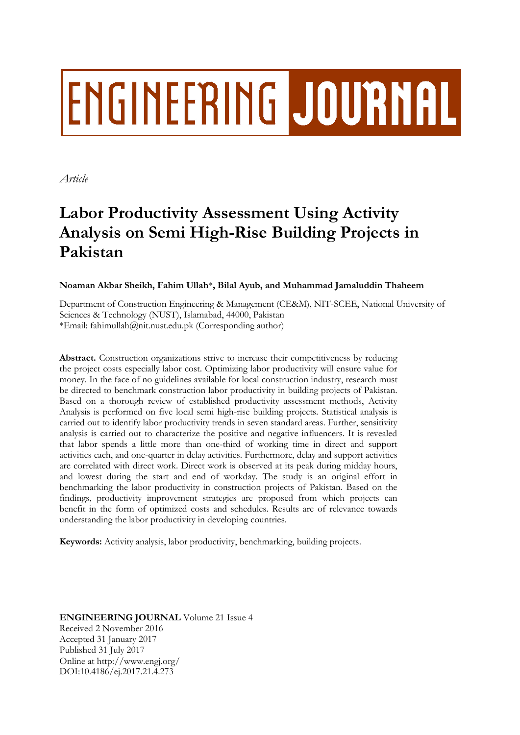# ENGINEERING JOURNAL

*Article*

# Labor Productivity Assessment Using Activity Analysis on Semi High-Rise Building Projects in Pakistan

**Noaman Akbar Sheikh, Fahim Ullah\*, Bilal Ayub, and Muhammad Jamaluddin Thaheem**

Department of Construction Engineering & Management (CE&M), NIT-SCEE, National University of Sciences & Technology (NUST), Islamabad, 44000, Pakistan
\*Email: fahimullah@nit.nust.edu.pk (Corresponding author)

**Abstract.** Construction organizations strive to increase their competitiveness by reducing the project costs especially labor cost. Optimizing labor productivity will ensure value for money. In the face of no guidelines available for local construction industry, research must be directed to benchmark construction labor productivity in building projects of Pakistan. Based on a thorough review of established productivity assessment methods, Activity Analysis is performed on five local semi high-rise building projects. Statistical analysis is carried out to identify labor productivity trends in seven standard areas. Further, sensitivity analysis is carried out to characterize the positive and negative influencers. It is revealed that labor spends a little more than one-third of working time in direct and support activities each, and one-quarter in delay activities. Furthermore, delay and support activities are correlated with direct work. Direct work is observed at its peak during midday hours, and lowest during the start and end of workday. The study is an original effort in benchmarking the labor productivity in construction projects of Pakistan. Based on the findings, productivity improvement strategies are proposed from which projects can benefit in the form of optimized costs and schedules. Results are of relevance towards understanding the labor productivity in developing countries.

**Keywords:** Activity analysis, labor productivity, benchmarking, building projects.

**ENGINEERING JOURNAL** Volume 21 Issue 4
Received 2 November 2016
Accepted 31 January 2017
Published 31 July 2017
Online at http://www.engj.org/
DOI:10.4186/ej.2017.21.4.273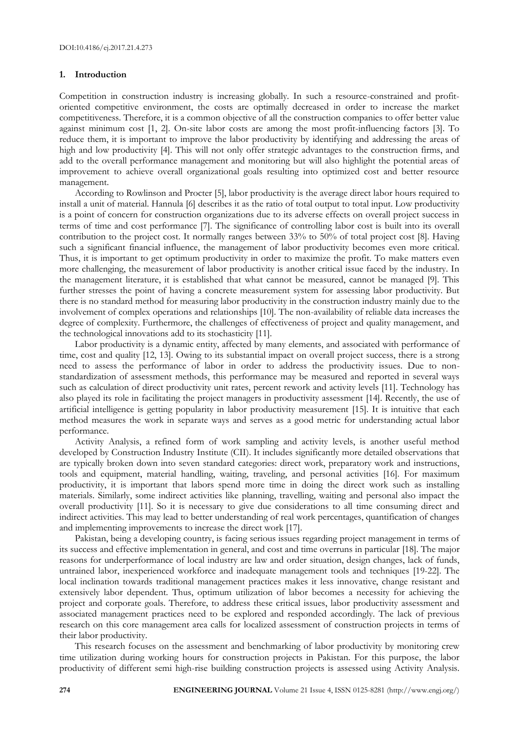## 1. Introduction

Competition in construction industry is increasing globally. In such a resource-constrained and profit-oriented competitive environment, the costs are optimally decreased in order to increase the market competitiveness. Therefore, it is a common objective of all the construction companies to offer better value against minimum cost [1, 2]. On-site labor costs are among the most profit-influencing factors [3]. To reduce them, it is important to improve the labor productivity by identifying and addressing the areas of high and low productivity [4]. This will not only offer strategic advantages to the construction firms, and add to the overall performance management and monitoring but will also highlight the potential areas of improvement to achieve overall organizational goals resulting into optimized cost and better resource management.

According to Rowlinson and Procter [5], labor productivity is the average direct labor hours required to install a unit of material. Hannula [6] describes it as the ratio of total output to total input. Low productivity is a point of concern for construction organizations due to its adverse effects on overall project success in terms of time and cost performance [7]. The significance of controlling labor cost is built into its overall contribution to the project cost. It normally ranges between 33% to 50% of total project cost [8]. Having such a significant financial influence, the management of labor productivity becomes even more critical. Thus, it is important to get optimum productivity in order to maximize the profit. To make matters even more challenging, the measurement of labor productivity is another critical issue faced by the industry. In the management literature, it is established that what cannot be measured, cannot be managed [9]. This further stresses the point of having a concrete measurement system for assessing labor productivity. But there is no standard method for measuring labor productivity in the construction industry mainly due to the involvement of complex operations and relationships [10]. The non-availability of reliable data increases the degree of complexity. Furthermore, the challenges of effectiveness of project and quality management, and the technological innovations add to its stochasticity [11].

Labor productivity is a dynamic entity, affected by many elements, and associated with performance of time, cost and quality [12, 13]. Owing to its substantial impact on overall project success, there is a strong need to assess the performance of labor in order to address the productivity issues. Due to non-standardization of assessment methods, this performance may be measured and reported in several ways such as calculation of direct productivity unit rates, percent rework and activity levels [11]. Technology has also played its role in facilitating the project managers in productivity assessment [14]. Recently, the use of artificial intelligence is getting popularity in labor productivity measurement [15]. It is intuitive that each method measures the work in separate ways and serves as a good metric for understanding actual labor performance.

Activity Analysis, a refined form of work sampling and activity levels, is another useful method developed by Construction Industry Institute (CII). It includes significantly more detailed observations that are typically broken down into seven standard categories: direct work, preparatory work and instructions, tools and equipment, material handling, waiting, traveling, and personal activities [16]. For maximum productivity, it is important that labors spend more time in doing the direct work such as installing materials. Similarly, some indirect activities like planning, travelling, waiting and personal also impact the overall productivity [11]. So it is necessary to give due considerations to all time consuming direct and indirect activities. This may lead to better understanding of real work percentages, quantification of changes and implementing improvements to increase the direct work [17].

Pakistan, being a developing country, is facing serious issues regarding project management in terms of its success and effective implementation in general, and cost and time overruns in particular [18]. The major reasons for underperformance of local industry are law and order situation, design changes, lack of funds, untrained labor, inexperienced workforce and inadequate management tools and techniques [19-22]. The local inclination towards traditional management practices makes it less innovative, change resistant and extensively labor dependent. Thus, optimum utilization of labor becomes a necessity for achieving the project and corporate goals. Therefore, to address these critical issues, labor productivity assessment and associated management practices need to be explored and responded accordingly. The lack of previous research on this core management area calls for localized assessment of construction projects in terms of their labor productivity.

This research focuses on the assessment and benchmarking of labor productivity by monitoring crew time utilization during working hours for construction projects in Pakistan. For this purpose, the labor productivity of different semi high-rise building construction projects is assessed using Activity Analysis.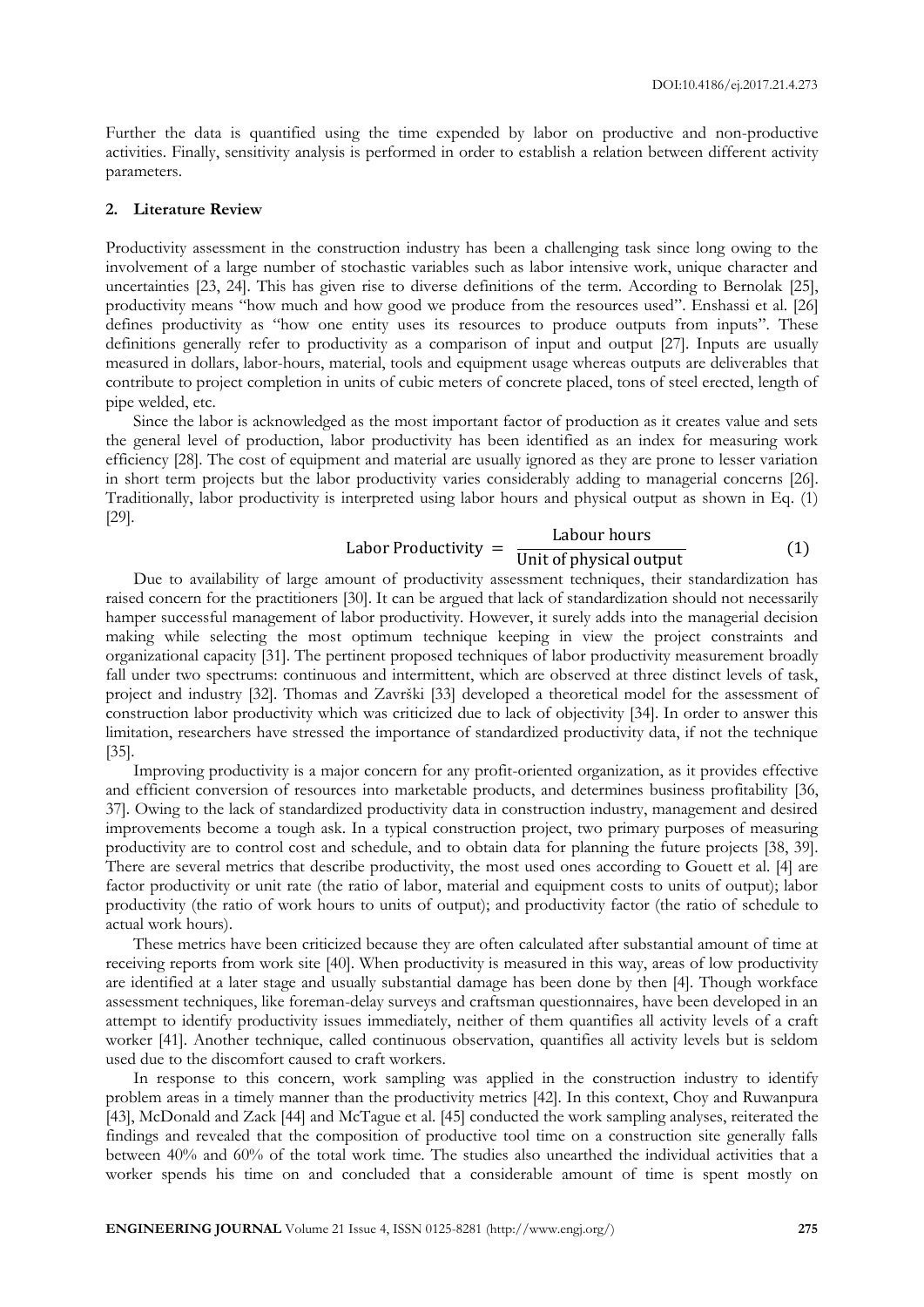Further the data is quantified using the time expended by labor on productive and non-productive activities. Finally, sensitivity analysis is performed in order to establish a relation between different activity parameters.

## 2. Literature Review

Productivity assessment in the construction industry has been a challenging task since long owing to the involvement of a large number of stochastic variables such as labor intensive work, unique character and uncertainties [23, 24]. This has given rise to diverse definitions of the term. According to Bernolak [25], productivity means "how much and how good we produce from the resources used". Enshassi et al. [26] defines productivity as "how one entity uses its resources to produce outputs from inputs". These definitions generally refer to productivity as a comparison of input and output [27]. Inputs are usually measured in dollars, labor-hours, material, tools and equipment usage whereas outputs are deliverables that contribute to project completion in units of cubic meters of concrete placed, tons of steel erected, length of pipe welded, etc.

Since the labor is acknowledged as the most important factor of production as it creates value and sets the general level of production, labor productivity has been identified as an index for measuring work efficiency [28]. The cost of equipment and material are usually ignored as they are prone to lesser variation in short term projects but the labor productivity varies considerably adding to managerial concerns [26]. Traditionally, labor productivity is interpreted using labor hours and physical output as shown in Eq. (1) [29].

$$\text{Labor Productivity} = \frac{\text{Labour hours}}{\text{Unit of physical output}} \tag{1}$$

Due to availability of large amount of productivity assessment techniques, their standardization has raised concern for the practitioners [30]. It can be argued that lack of standardization should not necessarily hamper successful management of labor productivity. However, it surely adds into the managerial decision making while selecting the most optimum technique keeping in view the project constraints and organizational capacity [31]. The pertinent proposed techniques of labor productivity measurement broadly fall under two spectrums: continuous and intermittent, which are observed at three distinct levels of task, project and industry [32]. Thomas and Završki [33] developed a theoretical model for the assessment of construction labor productivity which was criticized due to lack of objectivity [34]. In order to answer this limitation, researchers have stressed the importance of standardized productivity data, if not the technique [35].

Improving productivity is a major concern for any profit-oriented organization, as it provides effective and efficient conversion of resources into marketable products, and determines business profitability [36, 37]. Owing to the lack of standardized productivity data in construction industry, management and desired improvements become a tough ask. In a typical construction project, two primary purposes of measuring productivity are to control cost and schedule, and to obtain data for planning the future projects [38, 39]. There are several metrics that describe productivity, the most used ones according to Gouett et al. [4] are factor productivity or unit rate (the ratio of labor, material and equipment costs to units of output); labor productivity (the ratio of work hours to units of output); and productivity factor (the ratio of schedule to actual work hours).

These metrics have been criticized because they are often calculated after substantial amount of time at receiving reports from work site [40]. When productivity is measured in this way, areas of low productivity are identified at a later stage and usually substantial damage has been done by then [4]. Though workface assessment techniques, like foreman-delay surveys and craftsman questionnaires, have been developed in an attempt to identify productivity issues immediately, neither of them quantifies all activity levels of a craft worker [41]. Another technique, called continuous observation, quantifies all activity levels but is seldom used due to the discomfort caused to craft workers.

In response to this concern, work sampling was applied in the construction industry to identify problem areas in a timely manner than the productivity metrics [42]. In this context, Choy and Ruwanpura [43], McDonald and Zack [44] and McTague et al. [45] conducted the work sampling analyses, reiterated the findings and revealed that the composition of productive tool time on a construction site generally falls between 40% and 60% of the total work time. The studies also unearthed the individual activities that a worker spends his time on and concluded that a considerable amount of time is spent mostly on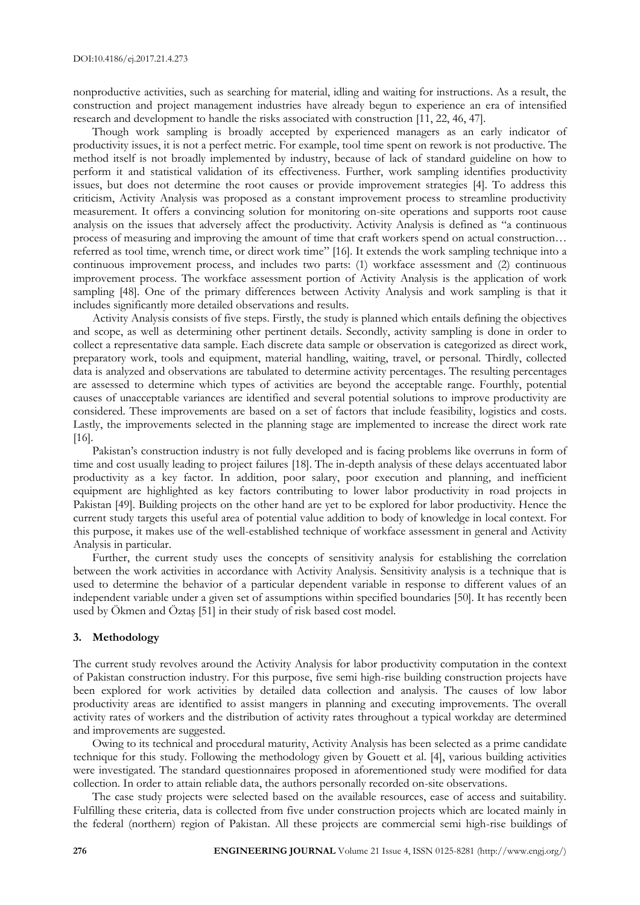nonproductive activities, such as searching for material, idling and waiting for instructions. As a result, the construction and project management industries have already begun to experience an era of intensified research and development to handle the risks associated with construction [11, 22, 46, 47].

Though work sampling is broadly accepted by experienced managers as an early indicator of productivity issues, it is not a perfect metric. For example, tool time spent on rework is not productive. The method itself is not broadly implemented by industry, because of lack of standard guideline on how to perform it and statistical validation of its effectiveness. Further, work sampling identifies productivity issues, but does not determine the root causes or provide improvement strategies [4]. To address this criticism, Activity Analysis was proposed as a constant improvement process to streamline productivity measurement. It offers a convincing solution for monitoring on-site operations and supports root cause analysis on the issues that adversely affect the productivity. Activity Analysis is defined as "a continuous process of measuring and improving the amount of time that craft workers spend on actual construction… referred as tool time, wrench time, or direct work time" [16]. It extends the work sampling technique into a continuous improvement process, and includes two parts: (1) workface assessment and (2) continuous improvement process. The workface assessment portion of Activity Analysis is the application of work sampling [48]. One of the primary differences between Activity Analysis and work sampling is that it includes significantly more detailed observations and results.

Activity Analysis consists of five steps. Firstly, the study is planned which entails defining the objectives and scope, as well as determining other pertinent details. Secondly, activity sampling is done in order to collect a representative data sample. Each discrete data sample or observation is categorized as direct work, preparatory work, tools and equipment, material handling, waiting, travel, or personal. Thirdly, collected data is analyzed and observations are tabulated to determine activity percentages. The resulting percentages are assessed to determine which types of activities are beyond the acceptable range. Fourthly, potential causes of unacceptable variances are identified and several potential solutions to improve productivity are considered. These improvements are based on a set of factors that include feasibility, logistics and costs. Lastly, the improvements selected in the planning stage are implemented to increase the direct work rate [16].

Pakistan's construction industry is not fully developed and is facing problems like overruns in form of time and cost usually leading to project failures [18]. The in-depth analysis of these delays accentuated labor productivity as a key factor. In addition, poor salary, poor execution and planning, and inefficient equipment are highlighted as key factors contributing to lower labor productivity in road projects in Pakistan [49]. Building projects on the other hand are yet to be explored for labor productivity. Hence the current study targets this useful area of potential value addition to body of knowledge in local context. For this purpose, it makes use of the well-established technique of workface assessment in general and Activity Analysis in particular.

Further, the current study uses the concepts of sensitivity analysis for establishing the correlation between the work activities in accordance with Activity Analysis. Sensitivity analysis is a technique that is used to determine the behavior of a particular dependent variable in response to different values of an independent variable under a given set of assumptions within specified boundaries [50]. It has recently been used by Ökmen and Öztaş [51] in their study of risk based cost model.

## 3. Methodology

The current study revolves around the Activity Analysis for labor productivity computation in the context of Pakistan construction industry. For this purpose, five semi high-rise building construction projects have been explored for work activities by detailed data collection and analysis. The causes of low labor productivity areas are identified to assist mangers in planning and executing improvements. The overall activity rates of workers and the distribution of activity rates throughout a typical workday are determined and improvements are suggested.

Owing to its technical and procedural maturity, Activity Analysis has been selected as a prime candidate technique for this study. Following the methodology given by Gouett et al. [4], various building activities were investigated. The standard questionnaires proposed in aforementioned study were modified for data collection. In order to attain reliable data, the authors personally recorded on-site observations.

The case study projects were selected based on the available resources, ease of access and suitability. Fulfilling these criteria, data is collected from five under construction projects which are located mainly in the federal (northern) region of Pakistan. All these projects are commercial semi high-rise buildings of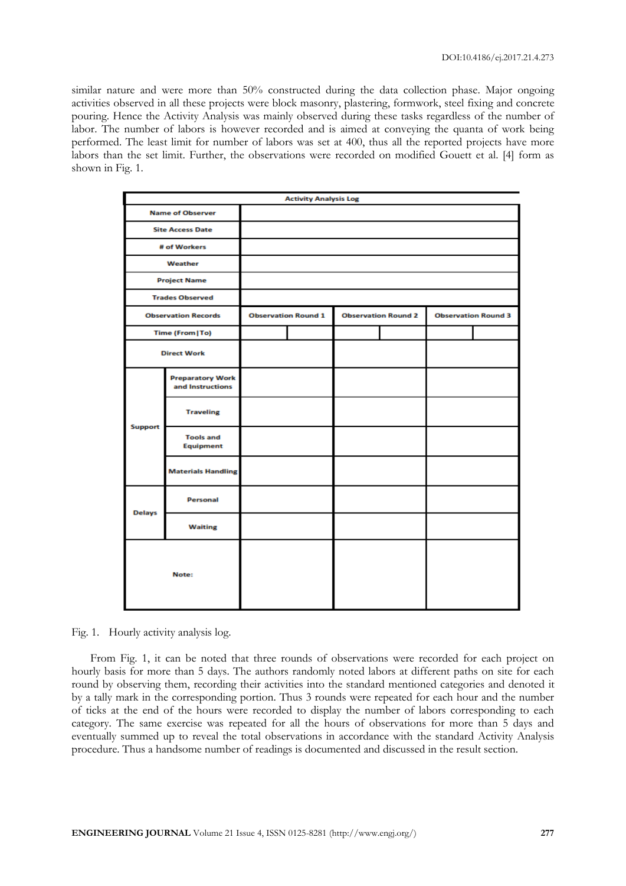similar nature and were more than 50% constructed during the data collection phase. Major ongoing activities observed in all these projects were block masonry, plastering, formwork, steel fixing and concrete pouring. Hence the Activity Analysis was mainly observed during these tasks regardless of the number of labor. The number of labors is however recorded and is aimed at conveying the quanta of work being performed. The least limit for number of labors was set at 400, thus all the reported projects have more labors than the set limit. Further, the observations were recorded on modified Gouett et al. [4] form as shown in Fig. 1.

| Activity Analysis Log | | | | | | | |
|---|---|---|---|---|---|---|---|
| Name of Observer | | | | | | | |
| Site Access Date | | | | | | | |
| # of Workers | | | | | | | |
| Weather | | | | | | | |
| Project Name | | | | | | | |
| Trades Observed | | | | | | | |
| Observation Records | | Observation Round 1 | | Observation Round 2 | | Observation Round 3 | |
| Time (From\|To) | | | | | | | |
| Direct Work | | | | | | | |
| Support | Preparatory Work and Instructions | | | | | | |
| | Traveling | | | | | | |
| | Tools and Equipment | | | | | | |
| | Materials Handling | | | | | | |
| Delays | Personal | | | | | | |
| | Waiting | | | | | | |
| Note: | | | | | | | |

Fig. 1. Hourly activity analysis log.

From Fig. 1, it can be noted that three rounds of observations were recorded for each project on hourly basis for more than 5 days. The authors randomly noted labors at different paths on site for each round by observing them, recording their activities into the standard mentioned categories and denoted it by a tally mark in the corresponding portion. Thus 3 rounds were repeated for each hour and the number of ticks at the end of the hours were recorded to display the number of labors corresponding to each category. The same exercise was repeated for all the hours of observations for more than 5 days and eventually summed up to reveal the total observations in accordance with the standard Activity Analysis procedure. Thus a handsome number of readings is documented and discussed in the result section.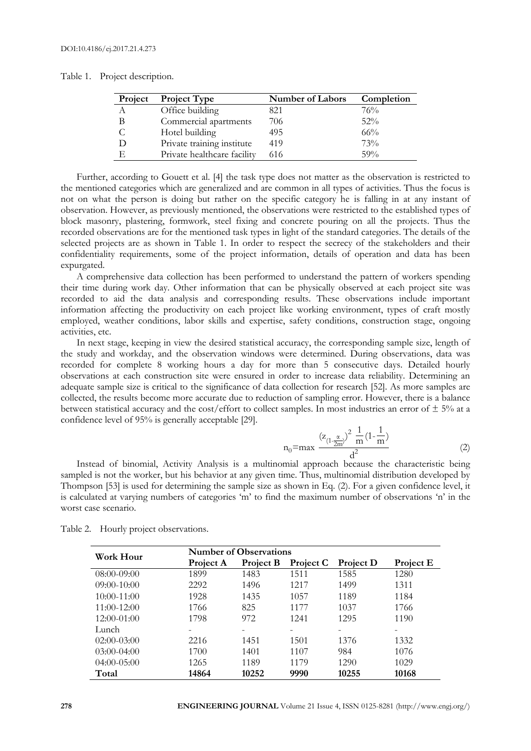Table 1. Project description.

| Project | Project Type | Number of Labors | Completion |
|---|---|---|---|
| A | Office building | 821 | 76% |
| B | Commercial apartments | 706 | 52% |
| C | Hotel building | 495 | 66% |
| D | Private training institute | 419 | 73% |
| E | Private healthcare facility | 616 | 59% |

Further, according to Gouett et al. [4] the task type does not matter as the observation is restricted to the mentioned categories which are generalized and are common in all types of activities. Thus the focus is not on what the person is doing but rather on the specific category he is falling in at any instant of observation. However, as previously mentioned, the observations were restricted to the established types of block masonry, plastering, formwork, steel fixing and concrete pouring on all the projects. Thus the recorded observations are for the mentioned task types in light of the standard categories. The details of the selected projects are as shown in Table 1. In order to respect the secrecy of the stakeholders and their confidentiality requirements, some of the project information, details of operation and data has been expurgated.

A comprehensive data collection has been performed to understand the pattern of workers spending their time during work day. Other information that can be physically observed at each project site was recorded to aid the data analysis and corresponding results. These observations include important information affecting the productivity on each project like working environment, types of craft mostly employed, weather conditions, labor skills and expertise, safety conditions, construction stage, ongoing activities, etc.

In next stage, keeping in view the desired statistical accuracy, the corresponding sample size, length of the study and workday, and the observation windows were determined. During observations, data was recorded for complete 8 working hours a day for more than 5 consecutive days. Detailed hourly observations at each construction site were ensured in order to increase data reliability. Determining an adequate sample size is critical to the significance of data collection for research [52]. As more samples are collected, the results become more accurate due to reduction of sampling error. However, there is a balance between statistical accuracy and the cost/effort to collect samples. In most industries an error of ± 5% at a confidence level of 95% is generally acceptable [29].

$$n_0 = \max \frac{\left(z_{(1-\frac{\alpha}{2m})}\right)^2 \frac{1}{m}\left(1-\frac{1}{m}\right)}{d^2} \tag{2}$$

Instead of binomial, Activity Analysis is a multinomial approach because the characteristic being sampled is not the worker, but his behavior at any given time. Thus, multinomial distribution developed by Thompson [53] is used for determining the sample size as shown in Eq. (2). For a given confidence level, it is calculated at varying numbers of categories 'm' to find the maximum number of observations 'n' in the worst case scenario.

Table 2. Hourly project observations.

| Work Hour | Number of Observations | | | | |
|---|---|---|---|---|---|
| | Project A | Project B | Project C | Project D | Project E |
| 08:00-09:00 | 1899 | 1483 | 1511 | 1585 | 1280 |
| 09:00-10:00 | 2292 | 1496 | 1217 | 1499 | 1311 |
| 10:00-11:00 | 1928 | 1435 | 1057 | 1189 | 1184 |
| 11:00-12:00 | 1766 | 825 | 1177 | 1037 | 1766 |
| 12:00-01:00 | 1798 | 972 | 1241 | 1295 | 1190 |
| Lunch | - | - | - | - | - |
| 02:00-03:00 | 2216 | 1451 | 1501 | 1376 | 1332 |
| 03:00-04:00 | 1700 | 1401 | 1107 | 984 | 1076 |
| 04:00-05:00 | 1265 | 1189 | 1179 | 1290 | 1029 |
| **Total** | **14864** | **10252** | **9990** | **10255** | **10168** |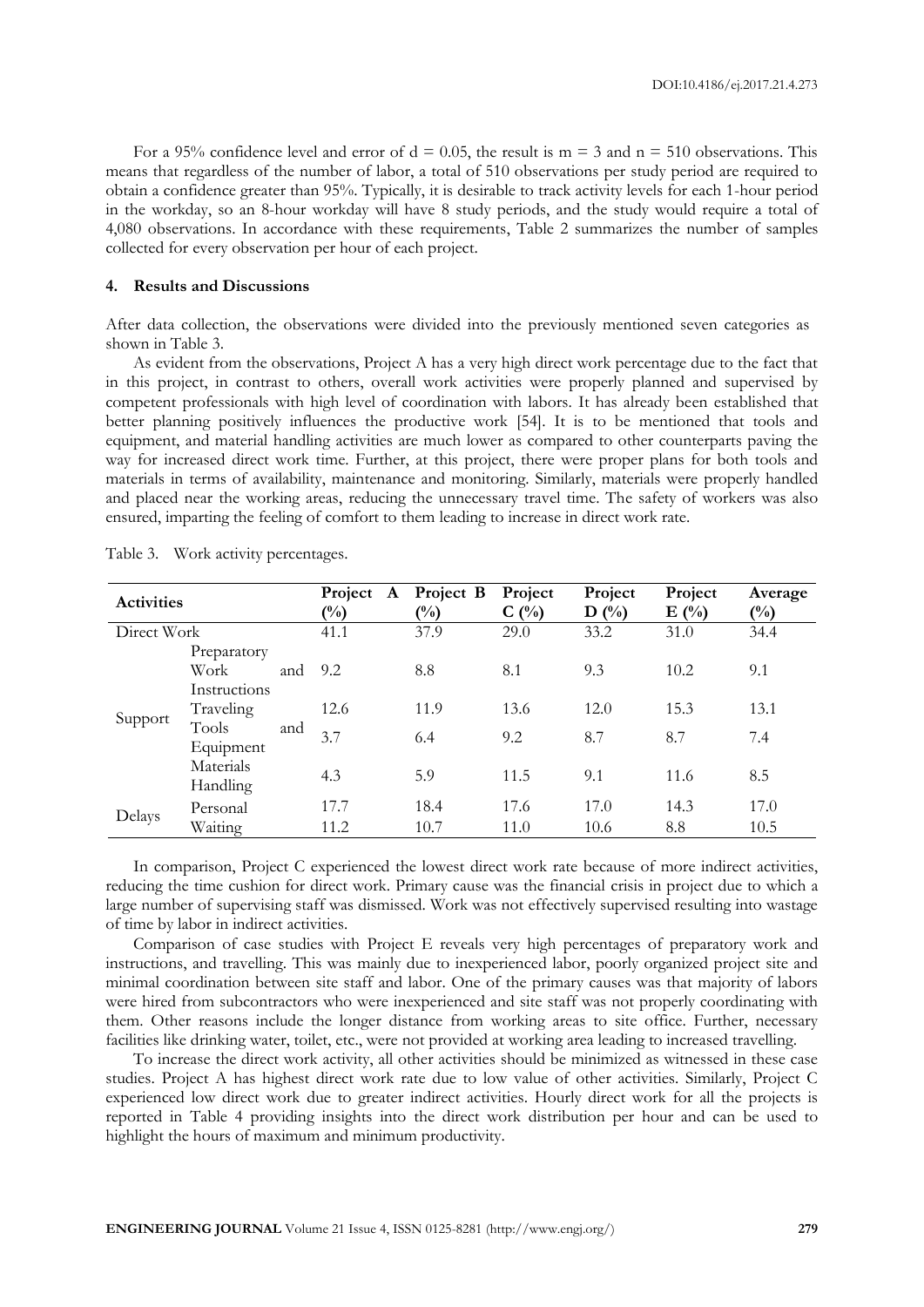For a 95% confidence level and error of $d = 0.05$, the result is $m = 3$ and $n = 510$ observations. This means that regardless of the number of labor, a total of 510 observations per study period are required to obtain a confidence greater than 95%. Typically, it is desirable to track activity levels for each 1-hour period in the workday, so an 8-hour workday will have 8 study periods, and the study would require a total of 4,080 observations. In accordance with these requirements, Table 2 summarizes the number of samples collected for every observation per hour of each project.

## 4. Results and Discussions

After data collection, the observations were divided into the previously mentioned seven categories as shown in Table 3.

As evident from the observations, Project A has a very high direct work percentage due to the fact that in this project, in contrast to others, overall work activities were properly planned and supervised by competent professionals with high level of coordination with labors. It has already been established that better planning positively influences the productive work [54]. It is to be mentioned that tools and equipment, and material handling activities are much lower as compared to other counterparts paving the way for increased direct work time. Further, at this project, there were proper plans for both tools and materials in terms of availability, maintenance and monitoring. Similarly, materials were properly handled and placed near the working areas, reducing the unnecessary travel time. The safety of workers was also ensured, imparting the feeling of comfort to them leading to increase in direct work rate.

Table 3. Work activity percentages.

| Activities | | Project A (%) | Project B (%) | Project C (%) | Project D (%) | Project E (%) | Average (%) |
|---|---|---|---|---|---|---|---|
| Direct Work | | 41.1 | 37.9 | 29.0 | 33.2 | 31.0 | 34.4 |
| Support | Preparatory Work and Instructions | 9.2 | 8.8 | 8.1 | 9.3 | 10.2 | 9.1 |
| | Traveling | 12.6 | 11.9 | 13.6 | 12.0 | 15.3 | 13.1 |
| | Tools and Equipment | 3.7 | 6.4 | 9.2 | 8.7 | 8.7 | 7.4 |
| | Materials Handling | 4.3 | 5.9 | 11.5 | 9.1 | 11.6 | 8.5 |
| Delays | Personal | 17.7 | 18.4 | 17.6 | 17.0 | 14.3 | 17.0 |
| | Waiting | 11.2 | 10.7 | 11.0 | 10.6 | 8.8 | 10.5 |

In comparison, Project C experienced the lowest direct work rate because of more indirect activities, reducing the time cushion for direct work. Primary cause was the financial crisis in project due to which a large number of supervising staff was dismissed. Work was not effectively supervised resulting into wastage of time by labor in indirect activities.

Comparison of case studies with Project E reveals very high percentages of preparatory work and instructions, and travelling. This was mainly due to inexperienced labor, poorly organized project site and minimal coordination between site staff and labor. One of the primary causes was that majority of labors were hired from subcontractors who were inexperienced and site staff was not properly coordinating with them. Other reasons include the longer distance from working areas to site office. Further, necessary facilities like drinking water, toilet, etc., were not provided at working area leading to increased travelling.

To increase the direct work activity, all other activities should be minimized as witnessed in these case studies. Project A has highest direct work rate due to low value of other activities. Similarly, Project C experienced low direct work due to greater indirect activities. Hourly direct work for all the projects is reported in Table 4 providing insights into the direct work distribution per hour and can be used to highlight the hours of maximum and minimum productivity.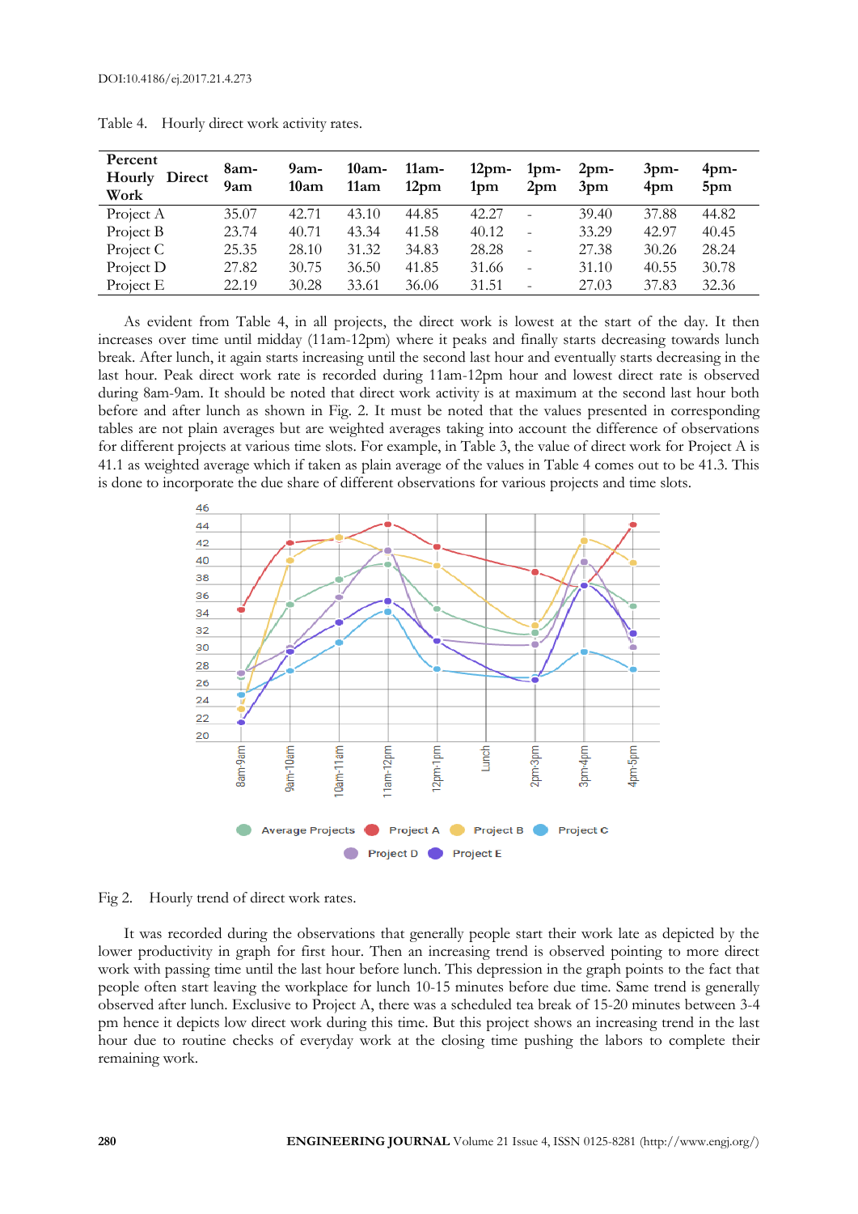Table 4. Hourly direct work activity rates.

| Percent Hourly Direct Work | 8am-9am | 9am-10am | 10am-11am | 11am-12pm | 12pm-1pm | 1pm-2pm | 2pm-3pm | 3pm-4pm | 4pm-5pm |
|---|---|---|---|---|---|---|---|---|---|
| Project A | 35.07 | 42.71 | 43.10 | 44.85 | 42.27 | - | 39.40 | 37.88 | 44.82 |
| Project B | 23.74 | 40.71 | 43.34 | 41.58 | 40.12 | - | 33.29 | 42.97 | 40.45 |
| Project C | 25.35 | 28.10 | 31.32 | 34.83 | 28.28 | - | 27.38 | 30.26 | 28.24 |
| Project D | 27.82 | 30.75 | 36.50 | 41.85 | 31.66 | - | 31.10 | 40.55 | 30.78 |
| Project E | 22.19 | 30.28 | 33.61 | 36.06 | 31.51 | - | 27.03 | 37.83 | 32.36 |

As evident from Table 4, in all projects, the direct work is lowest at the start of the day. It then increases over time until midday (11am-12pm) where it peaks and finally starts decreasing towards lunch break. After lunch, it again starts increasing until the second last hour and eventually starts decreasing in the last hour. Peak direct work rate is recorded during 11am-12pm hour and lowest direct rate is observed during 8am-9am. It should be noted that direct work activity is at maximum at the second last hour both before and after lunch as shown in Fig. 2. It must be noted that the values presented in corresponding tables are not plain averages but are weighted averages taking into account the difference of observations for different projects at various time slots. For example, in Table 3, the value of direct work for Project A is 41.1 as weighted average which if taken as plain average of the values in Table 4 comes out to be 41.3. This is done to incorporate the due share of different observations for various projects and time slots.

Fig 2. Hourly trend of direct work rates.

It was recorded during the observations that generally people start their work late as depicted by the lower productivity in graph for first hour. Then an increasing trend is observed pointing to more direct work with passing time until the last hour before lunch. This depression in the graph points to the fact that people often start leaving the workplace for lunch 10-15 minutes before due time. Same trend is generally observed after lunch. Exclusive to Project A, there was a scheduled tea break of 15-20 minutes between 3-4 pm hence it depicts low direct work during this time. But this project shows an increasing trend in the last hour due to routine checks of everyday work at the closing time pushing the labors to complete their remaining work.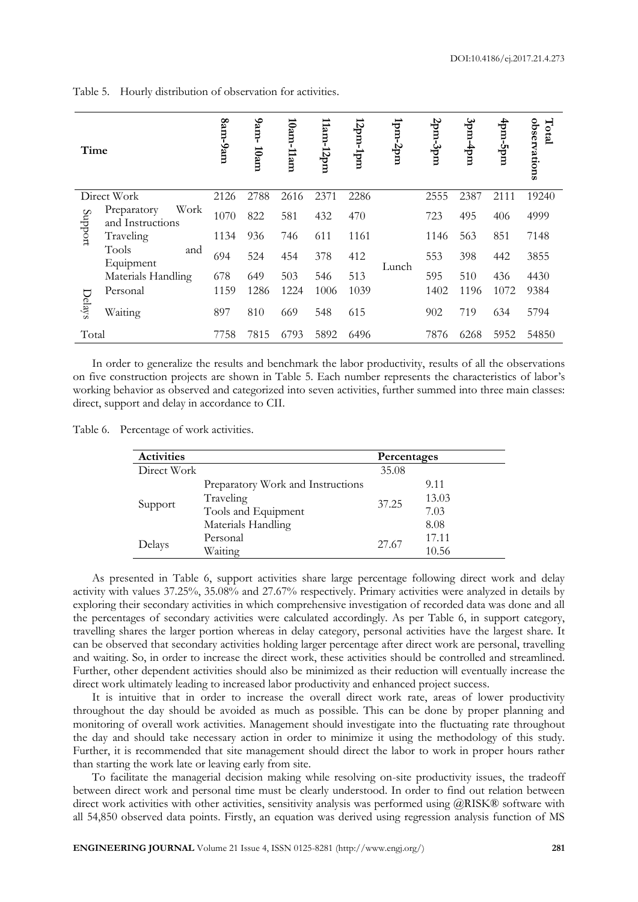Table 5. Hourly distribution of observation for activities.

| Time | | 8am-9am | 9am- 10am | 10am-11am | 11am-12pm | 12pm-1pm | 1pm-2pm | 2pm-3pm | 3pm-4pm | 4pm-5pm | Total observations |
|---|---|---|---|---|---|---|---|---|---|---|---|
| Direct Work | | 2126 | 2788 | 2616 | 2371 | 2286 | Lunch | 2555 | 2387 | 2111 | 19240 |
| Support | Preparatory Work and Instructions | 1070 | 822 | 581 | 432 | 470 | | 723 | 495 | 406 | 4999 |
| | Traveling | 1134 | 936 | 746 | 611 | 1161 | | 1146 | 563 | 851 | 7148 |
| | Tools and Equipment | 694 | 524 | 454 | 378 | 412 | | 553 | 398 | 442 | 3855 |
| | Materials Handling | 678 | 649 | 503 | 546 | 513 | | 595 | 510 | 436 | 4430 |
| Delays | Personal | 1159 | 1286 | 1224 | 1006 | 1039 | | 1402 | 1196 | 1072 | 9384 |
| | Waiting | 897 | 810 | 669 | 548 | 615 | | 902 | 719 | 634 | 5794 |
| Total | | 7758 | 7815 | 6793 | 5892 | 6496 | | 7876 | 6268 | 5952 | 54850 |

In order to generalize the results and benchmark the labor productivity, results of all the observations on five construction projects are shown in Table 5. Each number represents the characteristics of labor's working behavior as observed and categorized into seven activities, further summed into three main classes: direct, support and delay in accordance to CII.

Table 6. Percentage of work activities.

| Activities | | Percentages | |
|---|---|---|---|
| Direct Work | | 35.08 | |
| Support | Preparatory Work and Instructions | 37.25 | 9.11 |
| | Traveling | | 13.03 |
| | Tools and Equipment | | 7.03 |
| | Materials Handling | | 8.08 |
| Delays | Personal | 27.67 | 17.11 |
| | Waiting | | 10.56 |

As presented in Table 6, support activities share large percentage following direct work and delay activity with values 37.25%, 35.08% and 27.67% respectively. Primary activities were analyzed in details by exploring their secondary activities in which comprehensive investigation of recorded data was done and all the percentages of secondary activities were calculated accordingly. As per Table 6, in support category, travelling shares the larger portion whereas in delay category, personal activities have the largest share. It can be observed that secondary activities holding larger percentage after direct work are personal, travelling and waiting. So, in order to increase the direct work, these activities should be controlled and streamlined. Further, other dependent activities should also be minimized as their reduction will eventually increase the direct work ultimately leading to increased labor productivity and enhanced project success.

It is intuitive that in order to increase the overall direct work rate, areas of lower productivity throughout the day should be avoided as much as possible. This can be done by proper planning and monitoring of overall work activities. Management should investigate into the fluctuating rate throughout the day and should take necessary action in order to minimize it using the methodology of this study. Further, it is recommended that site management should direct the labor to work in proper hours rather than starting the work late or leaving early from site.

To facilitate the managerial decision making while resolving on-site productivity issues, the tradeoff between direct work and personal time must be clearly understood. In order to find out relation between direct work activities with other activities, sensitivity analysis was performed using @RISK® software with all 54,850 observed data points. Firstly, an equation was derived using regression analysis function of MS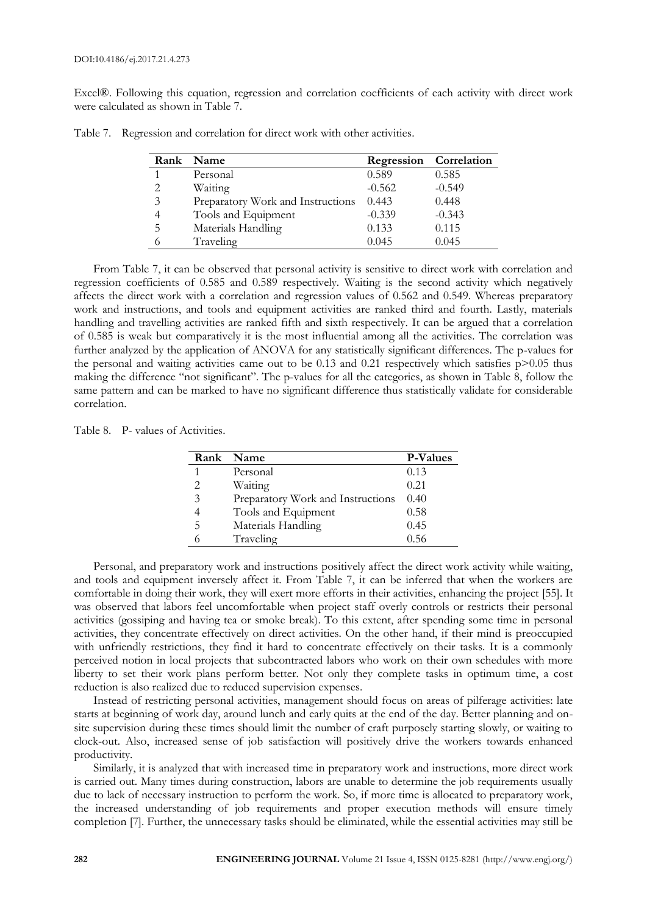Excel®. Following this equation, regression and correlation coefficients of each activity with direct work were calculated as shown in Table 7.

Table 7. Regression and correlation for direct work with other activities.

| Rank | Name | Regression | Correlation |
|---|---|---|---|
| 1 | Personal | 0.589 | 0.585 |
| 2 | Waiting | -0.562 | -0.549 |
| 3 | Preparatory Work and Instructions | 0.443 | 0.448 |
| 4 | Tools and Equipment | -0.339 | -0.343 |
| 5 | Materials Handling | 0.133 | 0.115 |
| 6 | Traveling | 0.045 | 0.045 |

From Table 7, it can be observed that personal activity is sensitive to direct work with correlation and regression coefficients of 0.585 and 0.589 respectively. Waiting is the second activity which negatively affects the direct work with a correlation and regression values of 0.562 and 0.549. Whereas preparatory work and instructions, and tools and equipment activities are ranked third and fourth. Lastly, materials handling and travelling activities are ranked fifth and sixth respectively. It can be argued that a correlation of 0.585 is weak but comparatively it is the most influential among all the activities. The correlation was further analyzed by the application of ANOVA for any statistically significant differences. The p-values for the personal and waiting activities came out to be 0.13 and 0.21 respectively which satisfies $p>0.05$ thus making the difference "not significant". The p-values for all the categories, as shown in Table 8, follow the same pattern and can be marked to have no significant difference thus statistically validate for considerable correlation.

Table 8. P- values of Activities.

| Rank | Name | P-Values |
|---|---|---|
| 1 | Personal | 0.13 |
| 2 | Waiting | 0.21 |
| 3 | Preparatory Work and Instructions | 0.40 |
| 4 | Tools and Equipment | 0.58 |
| 5 | Materials Handling | 0.45 |
| 6 | Traveling | 0.56 |

Personal, and preparatory work and instructions positively affect the direct work activity while waiting, and tools and equipment inversely affect it. From Table 7, it can be inferred that when the workers are comfortable in doing their work, they will exert more efforts in their activities, enhancing the project [55]. It was observed that labors feel uncomfortable when project staff overly controls or restricts their personal activities (gossiping and having tea or smoke break). To this extent, after spending some time in personal activities, they concentrate effectively on direct activities. On the other hand, if their mind is preoccupied with unfriendly restrictions, they find it hard to concentrate effectively on their tasks. It is a commonly perceived notion in local projects that subcontracted labors who work on their own schedules with more liberty to set their work plans perform better. Not only they complete tasks in optimum time, a cost reduction is also realized due to reduced supervision expenses.

Instead of restricting personal activities, management should focus on areas of pilferage activities: late starts at beginning of work day, around lunch and early quits at the end of the day. Better planning and on-site supervision during these times should limit the number of craft purposely starting slowly, or waiting to clock-out. Also, increased sense of job satisfaction will positively drive the workers towards enhanced productivity.

Similarly, it is analyzed that with increased time in preparatory work and instructions, more direct work is carried out. Many times during construction, labors are unable to determine the job requirements usually due to lack of necessary instruction to perform the work. So, if more time is allocated to preparatory work, the increased understanding of job requirements and proper execution methods will ensure timely completion [7]. Further, the unnecessary tasks should be eliminated, while the essential activities may still be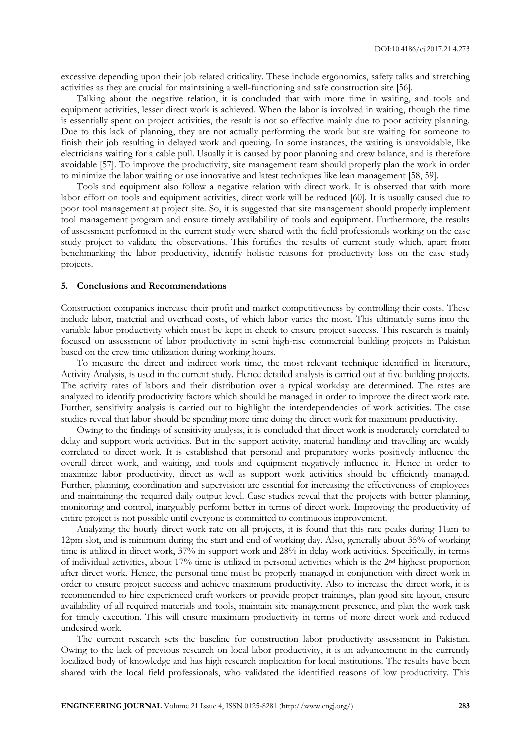excessive depending upon their job related criticality. These include ergonomics, safety talks and stretching activities as they are crucial for maintaining a well-functioning and safe construction site [56].

Talking about the negative relation, it is concluded that with more time in waiting, and tools and equipment activities, lesser direct work is achieved. When the labor is involved in waiting, though the time is essentially spent on project activities, the result is not so effective mainly due to poor activity planning. Due to this lack of planning, they are not actually performing the work but are waiting for someone to finish their job resulting in delayed work and queuing. In some instances, the waiting is unavoidable, like electricians waiting for a cable pull. Usually it is caused by poor planning and crew balance, and is therefore avoidable [57]. To improve the productivity, site management team should properly plan the work in order to minimize the labor waiting or use innovative and latest techniques like lean management [58, 59].

Tools and equipment also follow a negative relation with direct work. It is observed that with more labor effort on tools and equipment activities, direct work will be reduced [60]. It is usually caused due to poor tool management at project site. So, it is suggested that site management should properly implement tool management program and ensure timely availability of tools and equipment. Furthermore, the results of assessment performed in the current study were shared with the field professionals working on the case study project to validate the observations. This fortifies the results of current study which, apart from benchmarking the labor productivity, identify holistic reasons for productivity loss on the case study projects.

## 5. Conclusions and Recommendations

Construction companies increase their profit and market competitiveness by controlling their costs. These include labor, material and overhead costs, of which labor varies the most. This ultimately sums into the variable labor productivity which must be kept in check to ensure project success. This research is mainly focused on assessment of labor productivity in semi high-rise commercial building projects in Pakistan based on the crew time utilization during working hours.

To measure the direct and indirect work time, the most relevant technique identified in literature, Activity Analysis, is used in the current study. Hence detailed analysis is carried out at five building projects. The activity rates of labors and their distribution over a typical workday are determined. The rates are analyzed to identify productivity factors which should be managed in order to improve the direct work rate. Further, sensitivity analysis is carried out to highlight the interdependencies of work activities. The case studies reveal that labor should be spending more time doing the direct work for maximum productivity.

Owing to the findings of sensitivity analysis, it is concluded that direct work is moderately correlated to delay and support work activities. But in the support activity, material handling and travelling are weakly correlated to direct work. It is established that personal and preparatory works positively influence the overall direct work, and waiting, and tools and equipment negatively influence it. Hence in order to maximize labor productivity, direct as well as support work activities should be efficiently managed. Further, planning, coordination and supervision are essential for increasing the effectiveness of employees and maintaining the required daily output level. Case studies reveal that the projects with better planning, monitoring and control, inarguably perform better in terms of direct work. Improving the productivity of entire project is not possible until everyone is committed to continuous improvement.

Analyzing the hourly direct work rate on all projects, it is found that this rate peaks during 11am to 12pm slot, and is minimum during the start and end of working day. Also, generally about 35% of working time is utilized in direct work, 37% in support work and 28% in delay work activities. Specifically, in terms of individual activities, about 17% time is utilized in personal activities which is the 2nd highest proportion after direct work. Hence, the personal time must be properly managed in conjunction with direct work in order to ensure project success and achieve maximum productivity. Also to increase the direct work, it is recommended to hire experienced craft workers or provide proper trainings, plan good site layout, ensure availability of all required materials and tools, maintain site management presence, and plan the work task for timely execution. This will ensure maximum productivity in terms of more direct work and reduced undesired work.

The current research sets the baseline for construction labor productivity assessment in Pakistan. Owing to the lack of previous research on local labor productivity, it is an advancement in the currently localized body of knowledge and has high research implication for local institutions. The results have been shared with the local field professionals, who validated the identified reasons of low productivity. This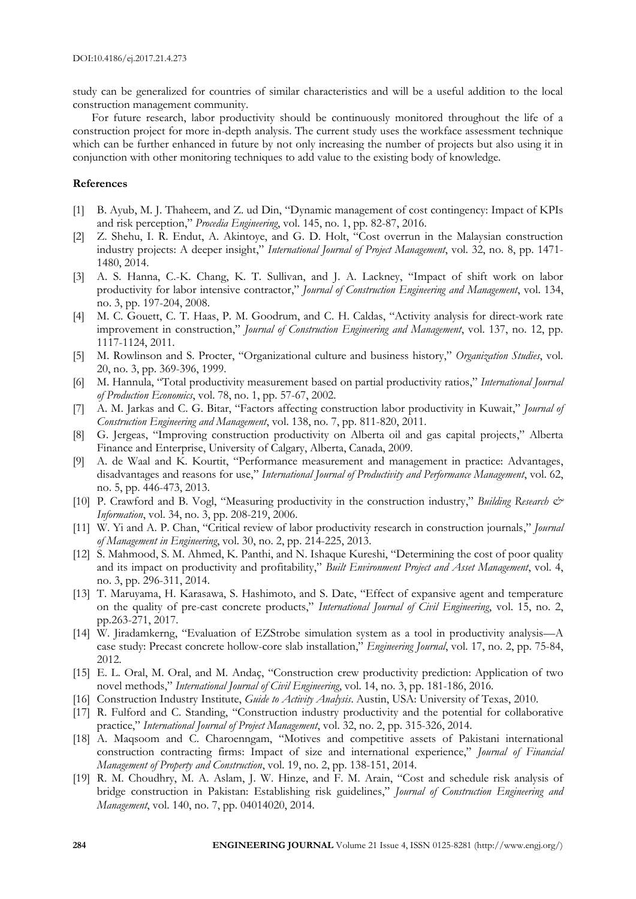study can be generalized for countries of similar characteristics and will be a useful addition to the local construction management community.

For future research, labor productivity should be continuously monitored throughout the life of a construction project for more in-depth analysis. The current study uses the workface assessment technique which can be further enhanced in future by not only increasing the number of projects but also using it in conjunction with other monitoring techniques to add value to the existing body of knowledge.

**References**

[1] B. Ayub, M. J. Thaheem, and Z. ud Din, "Dynamic management of cost contingency: Impact of KPIs and risk perception," *Procedia Engineering*, vol. 145, no. 1, pp. 82-87, 2016.

[2] Z. Shehu, I. R. Endut, A. Akintoye, and G. D. Holt, "Cost overrun in the Malaysian construction industry projects: A deeper insight," *International Journal of Project Management*, vol. 32, no. 8, pp. 1471-1480, 2014.

[3] A. S. Hanna, C.-K. Chang, K. T. Sullivan, and J. A. Lackney, "Impact of shift work on labor productivity for labor intensive contractor," *Journal of Construction Engineering and Management*, vol. 134, no. 3, pp. 197-204, 2008.

[4] M. C. Gouett, C. T. Haas, P. M. Goodrum, and C. H. Caldas, "Activity analysis for direct-work rate improvement in construction," *Journal of Construction Engineering and Management*, vol. 137, no. 12, pp. 1117-1124, 2011.

[5] M. Rowlinson and S. Procter, "Organizational culture and business history," *Organization Studies*, vol. 20, no. 3, pp. 369-396, 1999.

[6] M. Hannula, "Total productivity measurement based on partial productivity ratios," *International Journal of Production Economics*, vol. 78, no. 1, pp. 57-67, 2002.

[7] A. M. Jarkas and C. G. Bitar, "Factors affecting construction labor productivity in Kuwait," *Journal of Construction Engineering and Management*, vol. 138, no. 7, pp. 811-820, 2011.

[8] G. Jergeas, "Improving construction productivity on Alberta oil and gas capital projects," Alberta Finance and Enterprise, University of Calgary, Alberta, Canada, 2009.

[9] A. de Waal and K. Kourtit, "Performance measurement and management in practice: Advantages, disadvantages and reasons for use," *International Journal of Productivity and Performance Management*, vol. 62, no. 5, pp. 446-473, 2013.

[10] P. Crawford and B. Vogl, "Measuring productivity in the construction industry," *Building Research & Information*, vol. 34, no. 3, pp. 208-219, 2006.

[11] W. Yi and A. P. Chan, "Critical review of labor productivity research in construction journals," *Journal of Management in Engineering*, vol. 30, no. 2, pp. 214-225, 2013.

[12] S. Mahmood, S. M. Ahmed, K. Panthi, and N. Ishaque Kureshi, "Determining the cost of poor quality and its impact on productivity and profitability," *Built Environment Project and Asset Management*, vol. 4, no. 3, pp. 296-311, 2014.

[13] T. Maruyama, H. Karasawa, S. Hashimoto, and S. Date, "Effect of expansive agent and temperature on the quality of pre-cast concrete products," *International Journal of Civil Engineering*, vol. 15, no. 2, pp.263-271, 2017.

[14] W. Jiradamkerng, "Evaluation of EZStrobe simulation system as a tool in productivity analysis—A case study: Precast concrete hollow-core slab installation," *Engineering Journal*, vol. 17, no. 2, pp. 75-84, 2012.

[15] E. L. Oral, M. Oral, and M. Andaç, "Construction crew productivity prediction: Application of two novel methods," *International Journal of Civil Engineering*, vol. 14, no. 3, pp. 181-186, 2016.

[16] Construction Industry Institute, *Guide to Activity Analysis*. Austin, USA: University of Texas, 2010.

[17] R. Fulford and C. Standing, "Construction industry productivity and the potential for collaborative practice," *International Journal of Project Management*, vol. 32, no. 2, pp. 315-326, 2014.

[18] A. Maqsoom and C. Charoenngam, "Motives and competitive assets of Pakistani international construction contracting firms: Impact of size and international experience," *Journal of Financial Management of Property and Construction*, vol. 19, no. 2, pp. 138-151, 2014.

[19] R. M. Choudhry, M. A. Aslam, J. W. Hinze, and F. M. Arain, "Cost and schedule risk analysis of bridge construction in Pakistan: Establishing risk guidelines," *Journal of Construction Engineering and Management*, vol. 140, no. 7, pp. 04014020, 2014.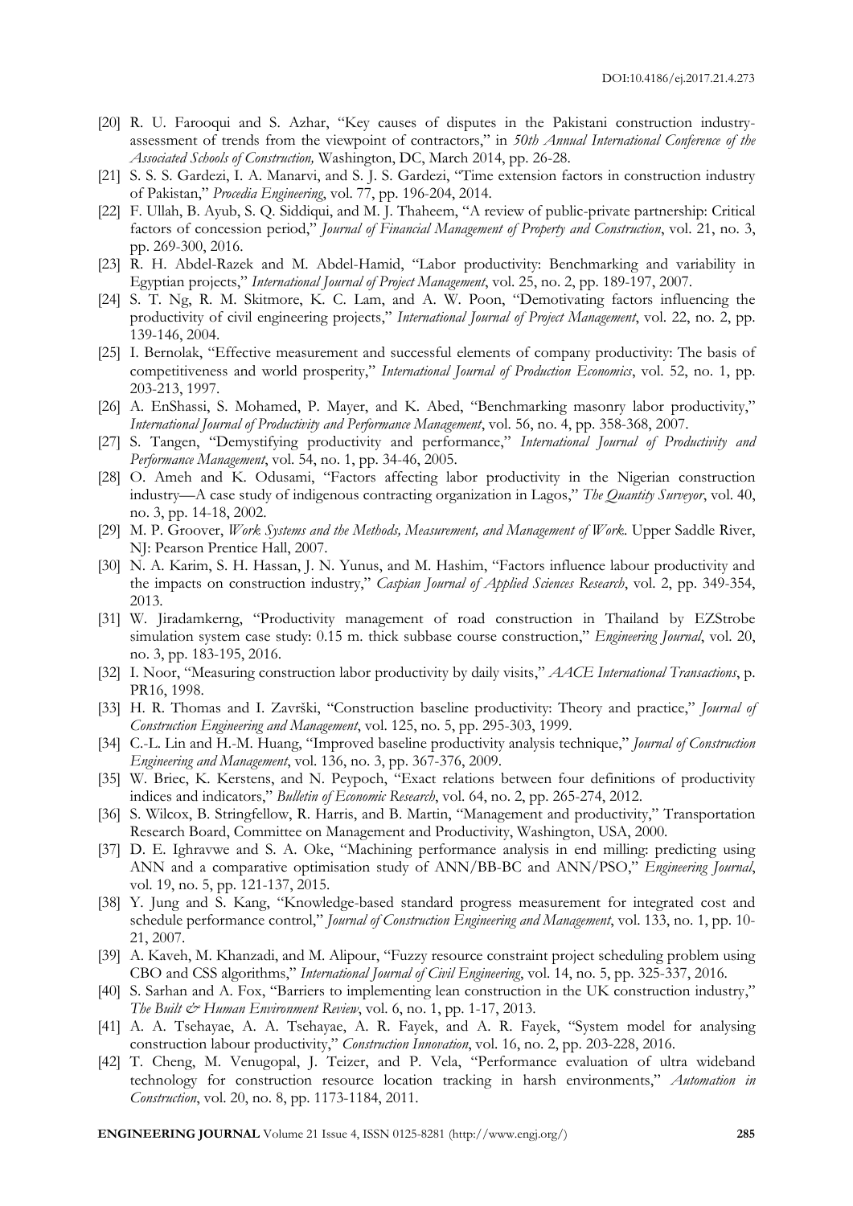[20] R. U. Farooqui and S. Azhar, "Key causes of disputes in the Pakistani construction industry-assessment of trends from the viewpoint of contractors," in *50th Annual International Conference of the Associated Schools of Construction,* Washington, DC, March 2014, pp. 26-28.

[21] S. S. S. Gardezi, I. A. Manarvi, and S. J. S. Gardezi, "Time extension factors in construction industry of Pakistan," *Procedia Engineering*, vol. 77, pp. 196-204, 2014.

[22] F. Ullah, B. Ayub, S. Q. Siddiqui, and M. J. Thaheem, "A review of public-private partnership: Critical factors of concession period," *Journal of Financial Management of Property and Construction*, vol. 21, no. 3, pp. 269-300, 2016.

[23] R. H. Abdel-Razek and M. Abdel-Hamid, "Labor productivity: Benchmarking and variability in Egyptian projects," *International Journal of Project Management*, vol. 25, no. 2, pp. 189-197, 2007.

[24] S. T. Ng, R. M. Skitmore, K. C. Lam, and A. W. Poon, "Demotivating factors influencing the productivity of civil engineering projects," *International Journal of Project Management*, vol. 22, no. 2, pp. 139-146, 2004.

[25] I. Bernolak, "Effective measurement and successful elements of company productivity: The basis of competitiveness and world prosperity," *International Journal of Production Economics*, vol. 52, no. 1, pp. 203-213, 1997.

[26] A. EnShassi, S. Mohamed, P. Mayer, and K. Abed, "Benchmarking masonry labor productivity," *International Journal of Productivity and Performance Management*, vol. 56, no. 4, pp. 358-368, 2007.

[27] S. Tangen, "Demystifying productivity and performance," *International Journal of Productivity and Performance Management*, vol. 54, no. 1, pp. 34-46, 2005.

[28] O. Ameh and K. Odusami, "Factors affecting labor productivity in the Nigerian construction industry—A case study of indigenous contracting organization in Lagos," *The Quantity Surveyor*, vol. 40, no. 3, pp. 14-18, 2002.

[29] M. P. Groover, *Work Systems and the Methods, Measurement, and Management of Work.* Upper Saddle River, NJ: Pearson Prentice Hall, 2007.

[30] N. A. Karim, S. H. Hassan, J. N. Yunus, and M. Hashim, "Factors influence labour productivity and the impacts on construction industry," *Caspian Journal of Applied Sciences Research*, vol. 2, pp. 349-354, 2013.

[31] W. Jiradamkerng, "Productivity management of road construction in Thailand by EZStrobe simulation system case study: 0.15 m. thick subbase course construction," *Engineering Journal*, vol. 20, no. 3, pp. 183-195, 2016.

[32] I. Noor, "Measuring construction labor productivity by daily visits," *AACE International Transactions*, p. PR16, 1998.

[33] H. R. Thomas and I. Završki, "Construction baseline productivity: Theory and practice," *Journal of Construction Engineering and Management*, vol. 125, no. 5, pp. 295-303, 1999.

[34] C.-L. Lin and H.-M. Huang, "Improved baseline productivity analysis technique," *Journal of Construction Engineering and Management*, vol. 136, no. 3, pp. 367-376, 2009.

[35] W. Briec, K. Kerstens, and N. Peypoch, "Exact relations between four definitions of productivity indices and indicators," *Bulletin of Economic Research*, vol. 64, no. 2, pp. 265-274, 2012.

[36] S. Wilcox, B. Stringfellow, R. Harris, and B. Martin, "Management and productivity," Transportation Research Board, Committee on Management and Productivity, Washington, USA, 2000.

[37] D. E. Ighravwe and S. A. Oke, "Machining performance analysis in end milling: predicting using ANN and a comparative optimisation study of ANN/BB-BC and ANN/PSO," *Engineering Journal*, vol. 19, no. 5, pp. 121-137, 2015.

[38] Y. Jung and S. Kang, "Knowledge-based standard progress measurement for integrated cost and schedule performance control," *Journal of Construction Engineering and Management*, vol. 133, no. 1, pp. 10-21, 2007.

[39] A. Kaveh, M. Khanzadi, and M. Alipour, "Fuzzy resource constraint project scheduling problem using CBO and CSS algorithms," *International Journal of Civil Engineering*, vol. 14, no. 5, pp. 325-337, 2016.

[40] S. Sarhan and A. Fox, "Barriers to implementing lean construction in the UK construction industry," *The Built & Human Environment Review*, vol. 6, no. 1, pp. 1-17, 2013.

[41] A. A. Tsehayae, A. A. Tsehayae, A. R. Fayek, and A. R. Fayek, "System model for analysing construction labour productivity," *Construction Innovation*, vol. 16, no. 2, pp. 203-228, 2016.

[42] T. Cheng, M. Venugopal, J. Teizer, and P. Vela, "Performance evaluation of ultra wideband technology for construction resource location tracking in harsh environments," *Automation in Construction*, vol. 20, no. 8, pp. 1173-1184, 2011.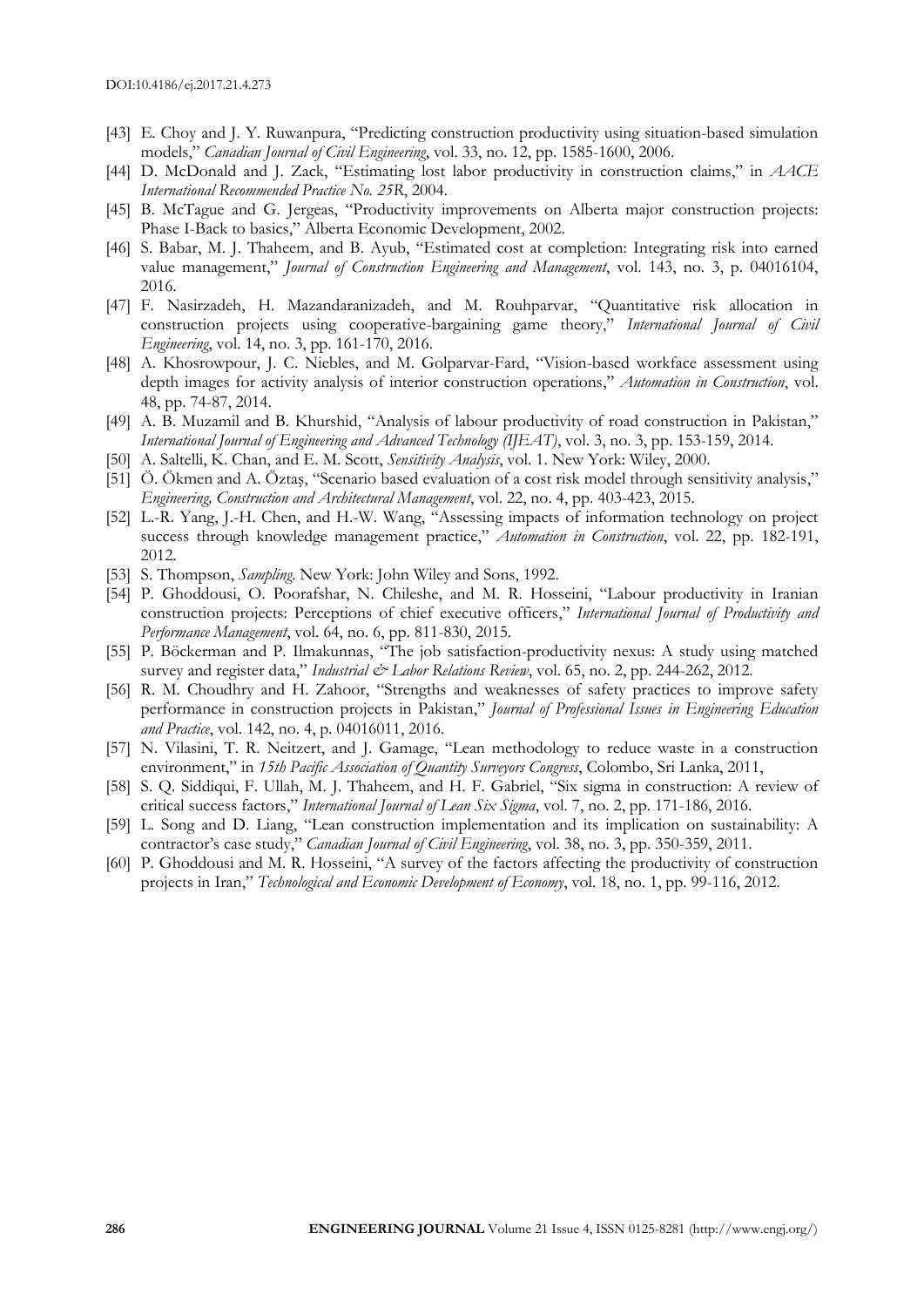[43] E. Choy and J. Y. Ruwanpura, "Predicting construction productivity using situation-based simulation models," *Canadian Journal of Civil Engineering*, vol. 33, no. 12, pp. 1585-1600, 2006.

[44] D. McDonald and J. Zack, "Estimating lost labor productivity in construction claims," in *AACE International Recommended Practice No. 25R*, 2004.

[45] B. McTague and G. Jergeas, "Productivity improvements on Alberta major construction projects: Phase I-Back to basics," Alberta Economic Development, 2002.

[46] S. Babar, M. J. Thaheem, and B. Ayub, "Estimated cost at completion: Integrating risk into earned value management," *Journal of Construction Engineering and Management*, vol. 143, no. 3, p. 04016104, 2016.

[47] F. Nasirzadeh, H. Mazandaranizadeh, and M. Rouhparvar, "Quantitative risk allocation in construction projects using cooperative-bargaining game theory," *International Journal of Civil Engineering*, vol. 14, no. 3, pp. 161-170, 2016.

[48] A. Khosrowpour, J. C. Niebles, and M. Golparvar-Fard, "Vision-based workface assessment using depth images for activity analysis of interior construction operations," *Automation in Construction*, vol. 48, pp. 74-87, 2014.

[49] A. B. Muzamil and B. Khurshid, "Analysis of labour productivity of road construction in Pakistan," *International Journal of Engineering and Advanced Technology (IJEAT)*, vol. 3, no. 3, pp. 153-159, 2014.

[50] A. Saltelli, K. Chan, and E. M. Scott, *Sensitivity Analysis*, vol. 1. New York: Wiley, 2000.

[51] Ö. Ökmen and A. Öztaş, "Scenario based evaluation of a cost risk model through sensitivity analysis," *Engineering, Construction and Architectural Management*, vol. 22, no. 4, pp. 403-423, 2015.

[52] L.-R. Yang, J.-H. Chen, and H.-W. Wang, "Assessing impacts of information technology on project success through knowledge management practice," *Automation in Construction*, vol. 22, pp. 182-191, 2012.

[53] S. Thompson, *Sampling*. New York: John Wiley and Sons, 1992.

[54] P. Ghoddousi, O. Poorafshar, N. Chileshe, and M. R. Hosseini, "Labour productivity in Iranian construction projects: Perceptions of chief executive officers," *International Journal of Productivity and Performance Management*, vol. 64, no. 6, pp. 811-830, 2015.

[55] P. Böckerman and P. Ilmakunnas, "The job satisfaction-productivity nexus: A study using matched survey and register data," *Industrial & Labor Relations Review*, vol. 65, no. 2, pp. 244-262, 2012.

[56] R. M. Choudhry and H. Zahoor, "Strengths and weaknesses of safety practices to improve safety performance in construction projects in Pakistan," *Journal of Professional Issues in Engineering Education and Practice*, vol. 142, no. 4, p. 04016011, 2016.

[57] N. Vilasini, T. R. Neitzert, and J. Gamage, "Lean methodology to reduce waste in a construction environment," in *15th Pacific Association of Quantity Surveyors Congress*, Colombo, Sri Lanka, 2011,

[58] S. Q. Siddiqui, F. Ullah, M. J. Thaheem, and H. F. Gabriel, "Six sigma in construction: A review of critical success factors," *International Journal of Lean Six Sigma*, vol. 7, no. 2, pp. 171-186, 2016.

[59] L. Song and D. Liang, "Lean construction implementation and its implication on sustainability: A contractor's case study," *Canadian Journal of Civil Engineering*, vol. 38, no. 3, pp. 350-359, 2011.

[60] P. Ghoddousi and M. R. Hosseini, "A survey of the factors affecting the productivity of construction projects in Iran," *Technological and Economic Development of Economy*, vol. 18, no. 1, pp. 99-116, 2012.